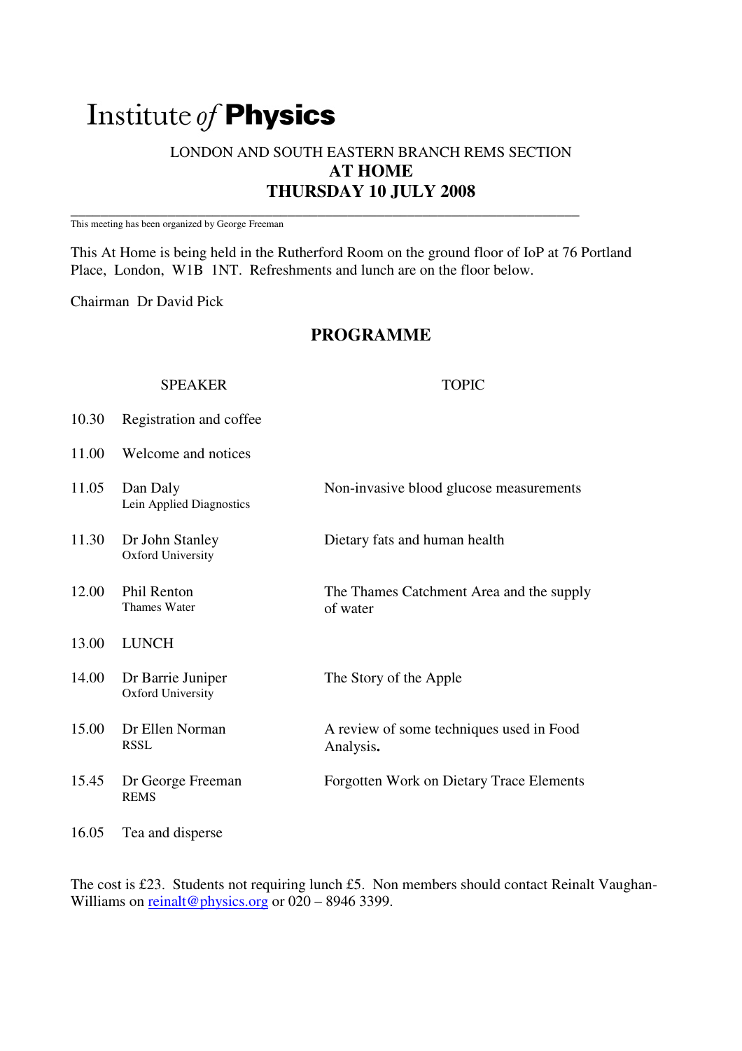# Institute *of* **Physics**

## LONDON AND SOUTH EASTERN BRANCH REMS SECTION

## AT HOME

## THURSDAY 10 JULY 2008

This meeting has been organized by George Freeman

This At Home is being held in the Rutherford Room on the ground floor of IoP at 76 Portland Place, London, W1B 1NT. Refreshments and lunch are on the floor below.

Chairman Dr David Pick

## PROGRAMME

| | SPEAKER | TOPIC |
|---|---|---|
| 10.30 | Registration and coffee | |
| 11.00 | Welcome and notices | |
| 11.05 | Dan Daly<br>Lein Applied Diagnostics | Non-invasive blood glucose measurements |
| 11.30 | Dr John Stanley<br>Oxford University | Dietary fats and human health |
| 12.00 | Phil Renton<br>Thames Water | The Thames Catchment Area and the supply of water |
| 13.00 | LUNCH | |
| 14.00 | Dr Barrie Juniper<br>Oxford University | The Story of the Apple |
| 15.00 | Dr Ellen Norman<br>RSSL | A review of some techniques used in Food Analysis**.** |
| 15.45 | Dr George Freeman<br>REMS | Forgotten Work on Dietary Trace Elements |
| 16.05 | Tea and disperse | |

The cost is £23. Students not requiring lunch £5. Non members should contact Reinalt Vaughan-Williams on reinalt@physics.org or 020 – 8946 3399.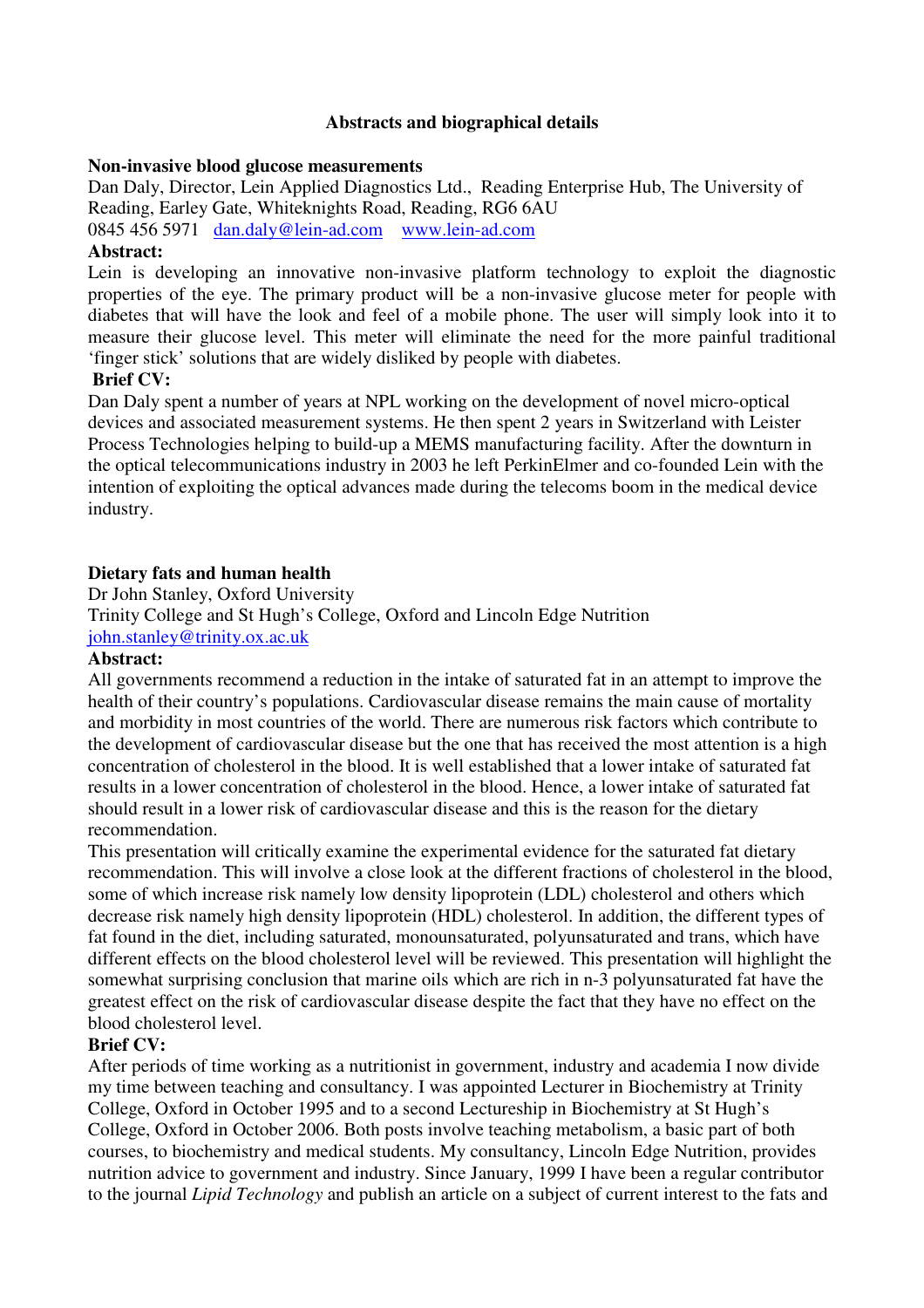## Abstracts and biographical details

### Non-invasive blood glucose measurements

Dan Daly, Director, Lein Applied Diagnostics Ltd., Reading Enterprise Hub, The University of Reading, Earley Gate, Whiteknights Road, Reading, RG6 6AU

0845 456 5971 dan.daly@lein-ad.com www.lein-ad.com

**Abstract:**

Lein is developing an innovative non-invasive platform technology to exploit the diagnostic properties of the eye. The primary product will be a non-invasive glucose meter for people with diabetes that will have the look and feel of a mobile phone. The user will simply look into it to measure their glucose level. This meter will eliminate the need for the more painful traditional 'finger stick' solutions that are widely disliked by people with diabetes.

**Brief CV:**

Dan Daly spent a number of years at NPL working on the development of novel micro-optical devices and associated measurement systems. He then spent 2 years in Switzerland with Leister Process Technologies helping to build-up a MEMS manufacturing facility. After the downturn in the optical telecommunications industry in 2003 he left PerkinElmer and co-founded Lein with the intention of exploiting the optical advances made during the telecoms boom in the medical device industry.

### Dietary fats and human health

Dr John Stanley, Oxford University

Trinity College and St Hugh's College, Oxford and Lincoln Edge Nutrition

john.stanley@trinity.ox.ac.uk

**Abstract:**

All governments recommend a reduction in the intake of saturated fat in an attempt to improve the health of their country's populations. Cardiovascular disease remains the main cause of mortality and morbidity in most countries of the world. There are numerous risk factors which contribute to the development of cardiovascular disease but the one that has received the most attention is a high concentration of cholesterol in the blood. It is well established that a lower intake of saturated fat results in a lower concentration of cholesterol in the blood. Hence, a lower intake of saturated fat should result in a lower risk of cardiovascular disease and this is the reason for the dietary recommendation.

This presentation will critically examine the experimental evidence for the saturated fat dietary recommendation. This will involve a close look at the different fractions of cholesterol in the blood, some of which increase risk namely low density lipoprotein (LDL) cholesterol and others which decrease risk namely high density lipoprotein (HDL) cholesterol. In addition, the different types of fat found in the diet, including saturated, monounsaturated, polyunsaturated and trans, which have different effects on the blood cholesterol level will be reviewed. This presentation will highlight the somewhat surprising conclusion that marine oils which are rich in n-3 polyunsaturated fat have the greatest effect on the risk of cardiovascular disease despite the fact that they have no effect on the blood cholesterol level.

**Brief CV:**

After periods of time working as a nutritionist in government, industry and academia I now divide my time between teaching and consultancy. I was appointed Lecturer in Biochemistry at Trinity College, Oxford in October 1995 and to a second Lectureship in Biochemistry at St Hugh's College, Oxford in October 2006. Both posts involve teaching metabolism, a basic part of both courses, to biochemistry and medical students. My consultancy, Lincoln Edge Nutrition, provides nutrition advice to government and industry. Since January, 1999 I have been a regular contributor to the journal *Lipid Technology* and publish an article on a subject of current interest to the fats and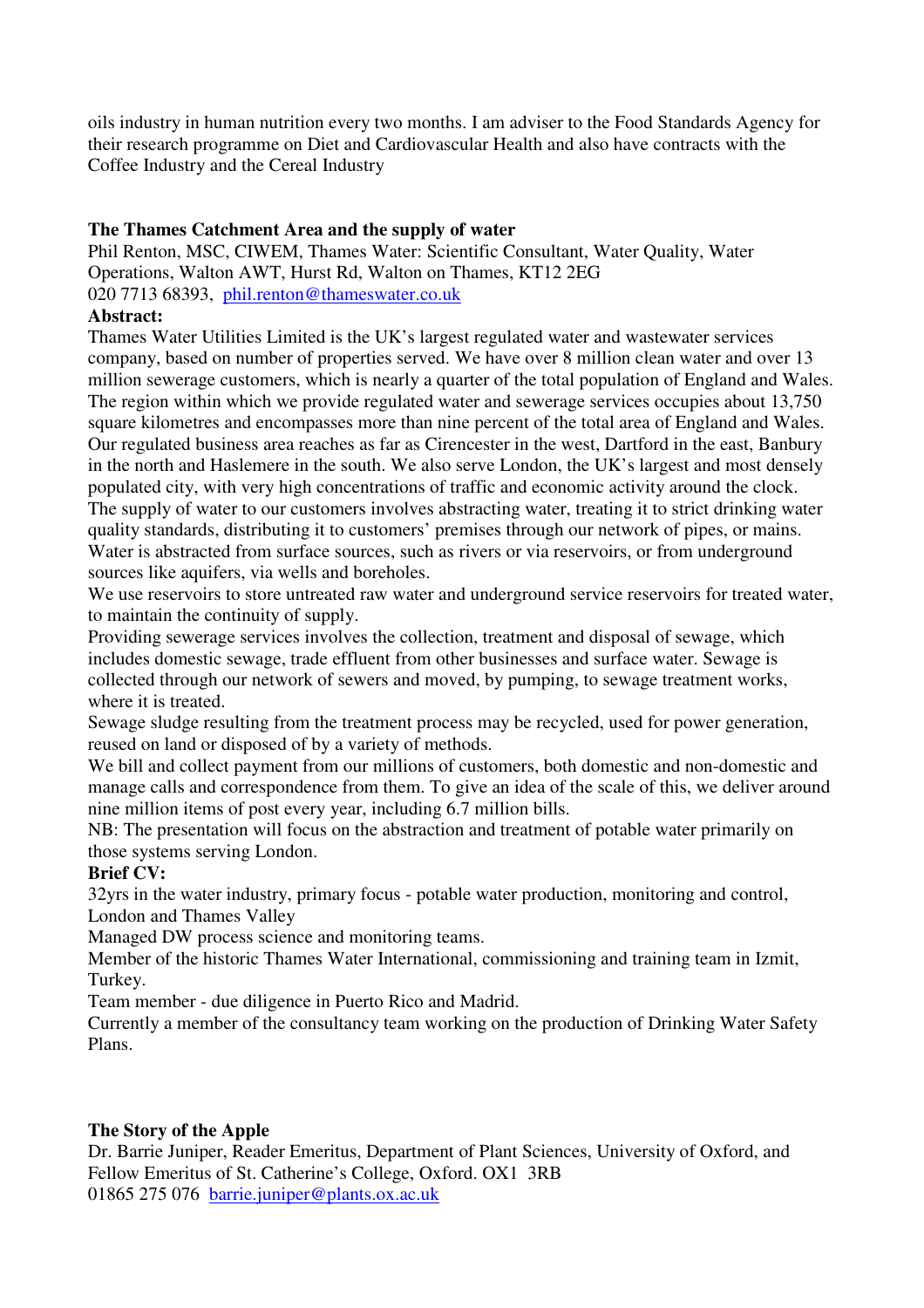oils industry in human nutrition every two months. I am adviser to the Food Standards Agency for their research programme on Diet and Cardiovascular Health and also have contracts with the Coffee Industry and the Cereal Industry

**The Thames Catchment Area and the supply of water**

Phil Renton, MSC, CIWEM, Thames Water: Scientific Consultant, Water Quality, Water Operations, Walton AWT, Hurst Rd, Walton on Thames, KT12 2EG
020 7713 68393, phil.renton@thameswater.co.uk

**Abstract:**

Thames Water Utilities Limited is the UK's largest regulated water and wastewater services company, based on number of properties served. We have over 8 million clean water and over 13 million sewerage customers, which is nearly a quarter of the total population of England and Wales. The region within which we provide regulated water and sewerage services occupies about 13,750 square kilometres and encompasses more than nine percent of the total area of England and Wales. Our regulated business area reaches as far as Cirencester in the west, Dartford in the east, Banbury in the north and Haslemere in the south. We also serve London, the UK's largest and most densely populated city, with very high concentrations of traffic and economic activity around the clock.
The supply of water to our customers involves abstracting water, treating it to strict drinking water quality standards, distributing it to customers' premises through our network of pipes, or mains.
Water is abstracted from surface sources, such as rivers or via reservoirs, or from underground sources like aquifers, via wells and boreholes.
We use reservoirs to store untreated raw water and underground service reservoirs for treated water, to maintain the continuity of supply.
Providing sewerage services involves the collection, treatment and disposal of sewage, which includes domestic sewage, trade effluent from other businesses and surface water. Sewage is collected through our network of sewers and moved, by pumping, to sewage treatment works, where it is treated.
Sewage sludge resulting from the treatment process may be recycled, used for power generation, reused on land or disposed of by a variety of methods.
We bill and collect payment from our millions of customers, both domestic and non-domestic and manage calls and correspondence from them. To give an idea of the scale of this, we deliver around nine million items of post every year, including 6.7 million bills.
NB: The presentation will focus on the abstraction and treatment of potable water primarily on those systems serving London.

**Brief CV:**

32yrs in the water industry, primary focus - potable water production, monitoring and control, London and Thames Valley
Managed DW process science and monitoring teams.
Member of the historic Thames Water International, commissioning and training team in Izmit, Turkey.
Team member - due diligence in Puerto Rico and Madrid.
Currently a member of the consultancy team working on the production of Drinking Water Safety Plans.

**The Story of the Apple**

Dr. Barrie Juniper, Reader Emeritus, Department of Plant Sciences, University of Oxford, and Fellow Emeritus of St. Catherine's College, Oxford. OX1 3RB
01865 275 076 barrie.juniper@plants.ox.ac.uk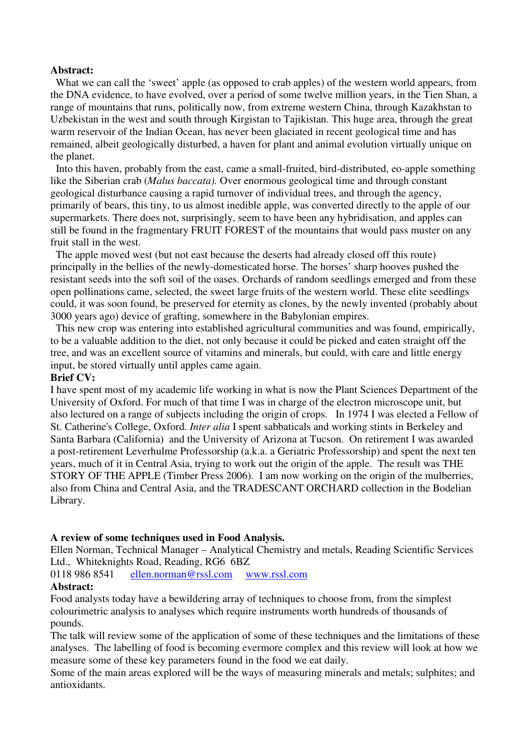**Abstract:**

What we can call the 'sweet' apple (as opposed to crab apples) of the western world appears, from the DNA evidence, to have evolved, over a period of some twelve million years, in the Tien Shan, a range of mountains that runs, politically now, from extreme western China, through Kazakhstan to Uzbekistan in the west and south through Kirgistan to Tajikistan. This huge area, through the great warm reservoir of the Indian Ocean, has never been glaciated in recent geological time and has remained, albeit geologically disturbed, a haven for plant and animal evolution virtually unique on the planet.

Into this haven, probably from the east, came a small-fruited, bird-distributed, eo-apple something like the Siberian crab (*Malus baccata).* Over enormous geological time and through constant geological disturbance causing a rapid turnover of individual trees, and through the agency, primarily of bears, this tiny, to us almost inedible apple, was converted directly to the apple of our supermarkets. There does not, surprisingly, seem to have been any hybridisation, and apples can still be found in the fragmentary FRUIT FOREST of the mountains that would pass muster on any fruit stall in the west.

The apple moved west (but not east because the deserts had already closed off this route) principally in the bellies of the newly-domesticated horse. The horses' sharp hooves pushed the resistant seeds into the soft soil of the oases. Orchards of random seedlings emerged and from these open pollinations came, selected, the sweet large fruits of the western world. These elite seedlings could, it was soon found, be preserved for eternity as clones, by the newly invented (probably about 3000 years ago) device of grafting, somewhere in the Babylonian empires.

This new crop was entering into established agricultural communities and was found, empirically, to be a valuable addition to the diet, not only because it could be picked and eaten straight off the tree, and was an excellent source of vitamins and minerals, but could, with care and little energy input, be stored virtually until apples came again.

**Brief CV:**

I have spent most of my academic life working in what is now the Plant Sciences Department of the University of Oxford. For much of that time I was in charge of the electron microscope unit, but also lectured on a range of subjects including the origin of crops. In 1974 I was elected a Fellow of St. Catherine's College, Oxford. *Inter alia* I spent sabbaticals and working stints in Berkeley and Santa Barbara (California) and the University of Arizona at Tucson. On retirement I was awarded a post-retirement Leverhulme Professorship (a.k.a. a Geriatric Professorship) and spent the next ten years, much of it in Central Asia, trying to work out the origin of the apple. The result was THE STORY OF THE APPLE (Timber Press 2006). I am now working on the origin of the mulberries, also from China and Central Asia, and the TRADESCANT ORCHARD collection in the Bodelian Library.

**A review of some techniques used in Food Analysis.**

Ellen Norman, Technical Manager – Analytical Chemistry and metals, Reading Scientific Services Ltd., Whiteknights Road, Reading, RG6 6BZ

0118 986 8541 ellen.norman@rssl.com www.rssl.com

**Abstract:**

Food analysts today have a bewildering array of techniques to choose from, from the simplest colourimetric analysis to analyses which require instruments worth hundreds of thousands of pounds.

The talk will review some of the application of some of these techniques and the limitations of these analyses. The labelling of food is becoming evermore complex and this review will look at how we measure some of these key parameters found in the food we eat daily.

Some of the main areas explored will be the ways of measuring minerals and metals; sulphites; and antioxidants.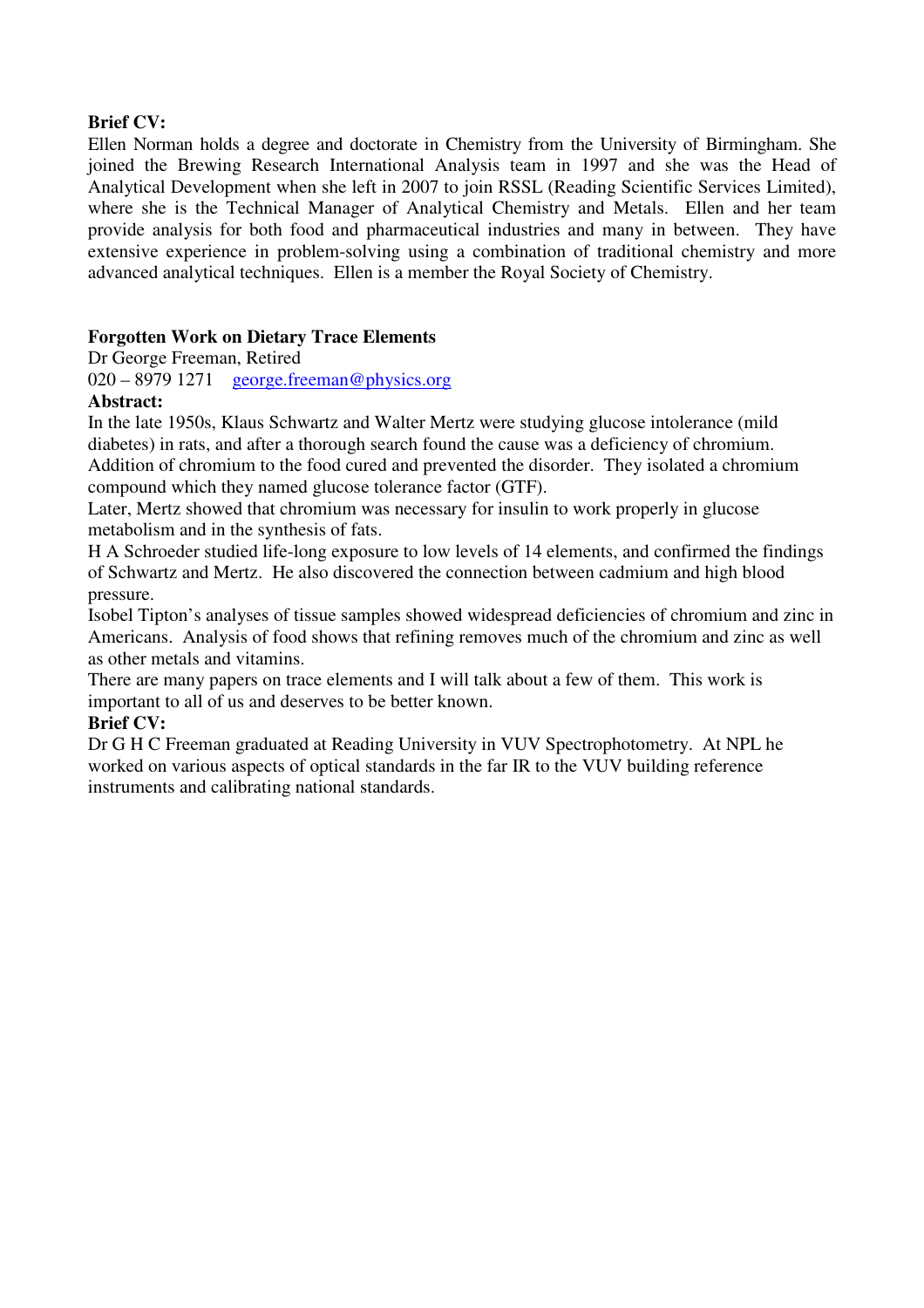**Brief CV:**

Ellen Norman holds a degree and doctorate in Chemistry from the University of Birmingham. She joined the Brewing Research International Analysis team in 1997 and she was the Head of Analytical Development when she left in 2007 to join RSSL (Reading Scientific Services Limited), where she is the Technical Manager of Analytical Chemistry and Metals. Ellen and her team provide analysis for both food and pharmaceutical industries and many in between. They have extensive experience in problem-solving using a combination of traditional chemistry and more advanced analytical techniques. Ellen is a member the Royal Society of Chemistry.

**Forgotten Work on Dietary Trace Elements**

Dr George Freeman, Retired

020 – 8979 1271 george.freeman@physics.org

**Abstract:**

In the late 1950s, Klaus Schwartz and Walter Mertz were studying glucose intolerance (mild diabetes) in rats, and after a thorough search found the cause was a deficiency of chromium. Addition of chromium to the food cured and prevented the disorder. They isolated a chromium compound which they named glucose tolerance factor (GTF).

Later, Mertz showed that chromium was necessary for insulin to work properly in glucose metabolism and in the synthesis of fats.

H A Schroeder studied life-long exposure to low levels of 14 elements, and confirmed the findings of Schwartz and Mertz. He also discovered the connection between cadmium and high blood pressure.

Isobel Tipton's analyses of tissue samples showed widespread deficiencies of chromium and zinc in Americans. Analysis of food shows that refining removes much of the chromium and zinc as well as other metals and vitamins.

There are many papers on trace elements and I will talk about a few of them. This work is important to all of us and deserves to be better known.

**Brief CV:**

Dr G H C Freeman graduated at Reading University in VUV Spectrophotometry. At NPL he worked on various aspects of optical standards in the far IR to the VUV building reference instruments and calibrating national standards.